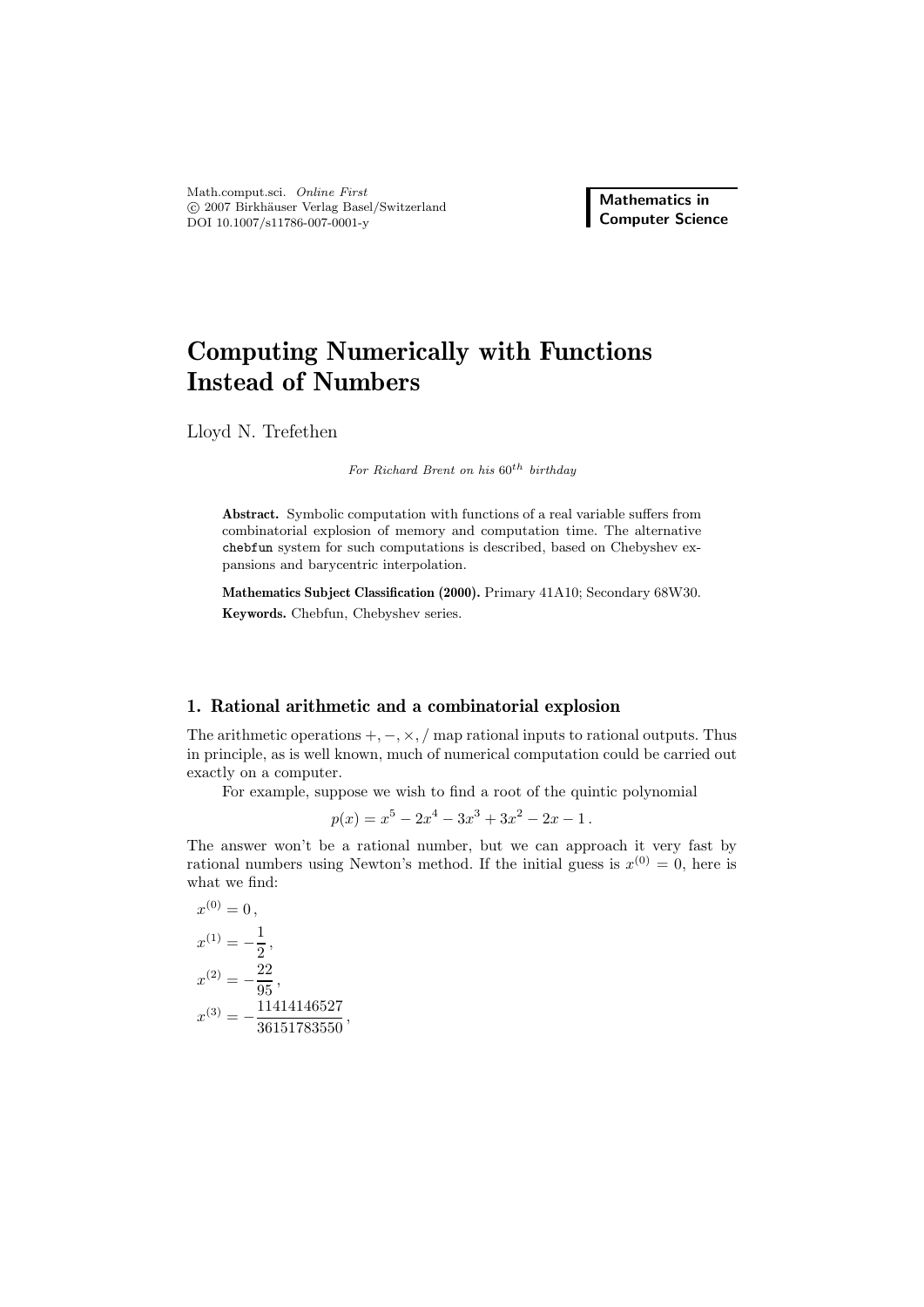# Computing Numerically with Functions Instead of Numbers

Lloyd N. Trefethen

*For Richard Brent on his $60^{th}$ birthday*

**Abstract.** Symbolic computation with functions of a real variable suffers from combinatorial explosion of memory and computation time. The alternative `chebfun` system for such computations is described, based on Chebyshev expansions and barycentric interpolation.

**Mathematics Subject Classification (2000).** Primary 41A10; Secondary 68W30.

**Keywords.** Chebfun, Chebyshev series.

## 1. Rational arithmetic and a combinatorial explosion

The arithmetic operations $+, -, \times, /$ map rational inputs to rational outputs. Thus in principle, as is well known, much of numerical computation could be carried out exactly on a computer.

For example, suppose we wish to find a root of the quintic polynomial

$$p(x) = x^5 - 2x^4 - 3x^3 + 3x^2 - 2x - 1\,.$$

The answer won't be a rational number, but we can approach it very fast by rational numbers using Newton's method. If the initial guess is $x^{(0)} = 0$, here is what we find:

$$x^{(0)} = 0\,,$$

$$x^{(1)} = -\frac{1}{2}\,,$$

$$x^{(2)} = -\frac{22}{95}\,,$$

$$x^{(3)} = -\frac{11414146527}{36151783550}\,,$$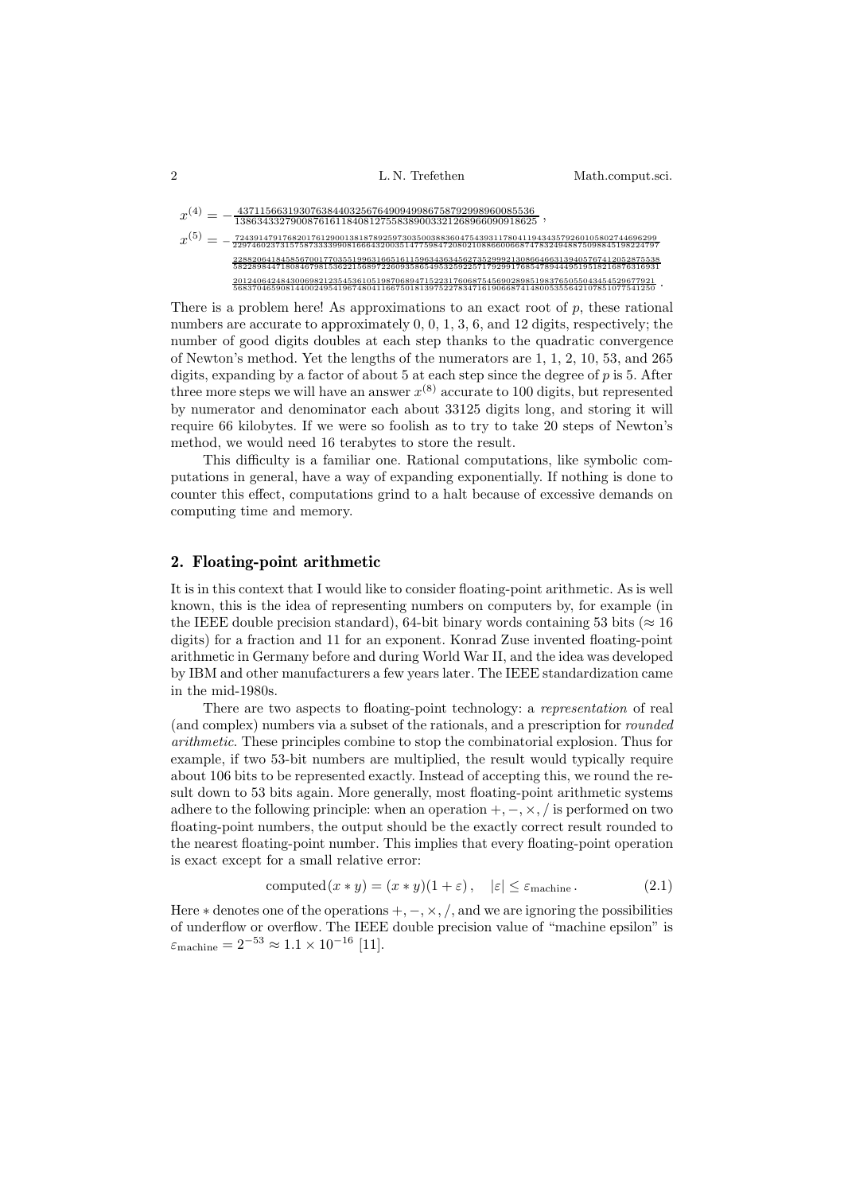$$x^{(4)} = -\frac{43711566319307638440325676490949986758792998960085536}{138634332790087616118408127558389003321268966090918625},$$

$$x^{(5)} = -\frac{7243914791768201761290013818789259730350038836047543931178041194343579260105802744696299}{2297460237315758733339908166643200351477598472080210886600668747832494887509884519822479 7}$$

$$\frac{2288206418458567001770355199631665161159634363456273529992130866466313940576741205287553 8}{5822898447180846798153622156897226093586549532592257179299176854789444951951821687631693 1}$$

$$\frac{2012406424843006982123545361051987068947152231760687545690289851983765055043454529677921}{5683704659081440024954196748041166750181397522783471619066874148005355642107851077541250}.$$

There is a problem here! As approximations to an exact root of $p$, these rational numbers are accurate to approximately 0, 0, 1, 3, 6, and 12 digits, respectively; the number of good digits doubles at each step thanks to the quadratic convergence of Newton's method. Yet the lengths of the numerators are 1, 1, 2, 10, 53, and 265 digits, expanding by a factor of about 5 at each step since the degree of $p$ is 5. After three more steps we will have an answer $x^{(8)}$ accurate to 100 digits, but represented by numerator and denominator each about 33125 digits long, and storing it will require 66 kilobytes. If we were so foolish as to try to take 20 steps of Newton's method, we would need 16 terabytes to store the result.

This difficulty is a familiar one. Rational computations, like symbolic computations in general, have a way of expanding exponentially. If nothing is done to counter this effect, computations grind to a halt because of excessive demands on computing time and memory.

## 2. Floating-point arithmetic

It is in this context that I would like to consider floating-point arithmetic. As is well known, this is the idea of representing numbers on computers by, for example (in the IEEE double precision standard), 64-bit binary words containing 53 bits ($\approx 16$ digits) for a fraction and 11 for an exponent. Konrad Zuse invented floating-point arithmetic in Germany before and during World War II, and the idea was developed by IBM and other manufacturers a few years later. The IEEE standardization came in the mid-1980s.

There are two aspects to floating-point technology: a *representation* of real (and complex) numbers via a subset of the rationals, and a prescription for *rounded arithmetic*. These principles combine to stop the combinatorial explosion. Thus for example, if two 53-bit numbers are multiplied, the result would typically require about 106 bits to be represented exactly. Instead of accepting this, we round the result down to 53 bits again. More generally, most floating-point arithmetic systems adhere to the following principle: when an operation $+, -, \times, /$ is performed on two floating-point numbers, the output should be the exactly correct result rounded to the nearest floating-point number. This implies that every floating-point operation is exact except for a small relative error:

$$\text{computed}(x * y) = (x * y)(1 + \varepsilon), \quad |\varepsilon| \leq \varepsilon_{\text{machine}}. \tag{2.1}$$

Here $*$ denotes one of the operations $+, -, \times, /$, and we are ignoring the possibilities of underflow or overflow. The IEEE double precision value of "machine epsilon" is $\varepsilon_{\text{machine}} = 2^{-53} \approx 1.1 \times 10^{-16}$ [11].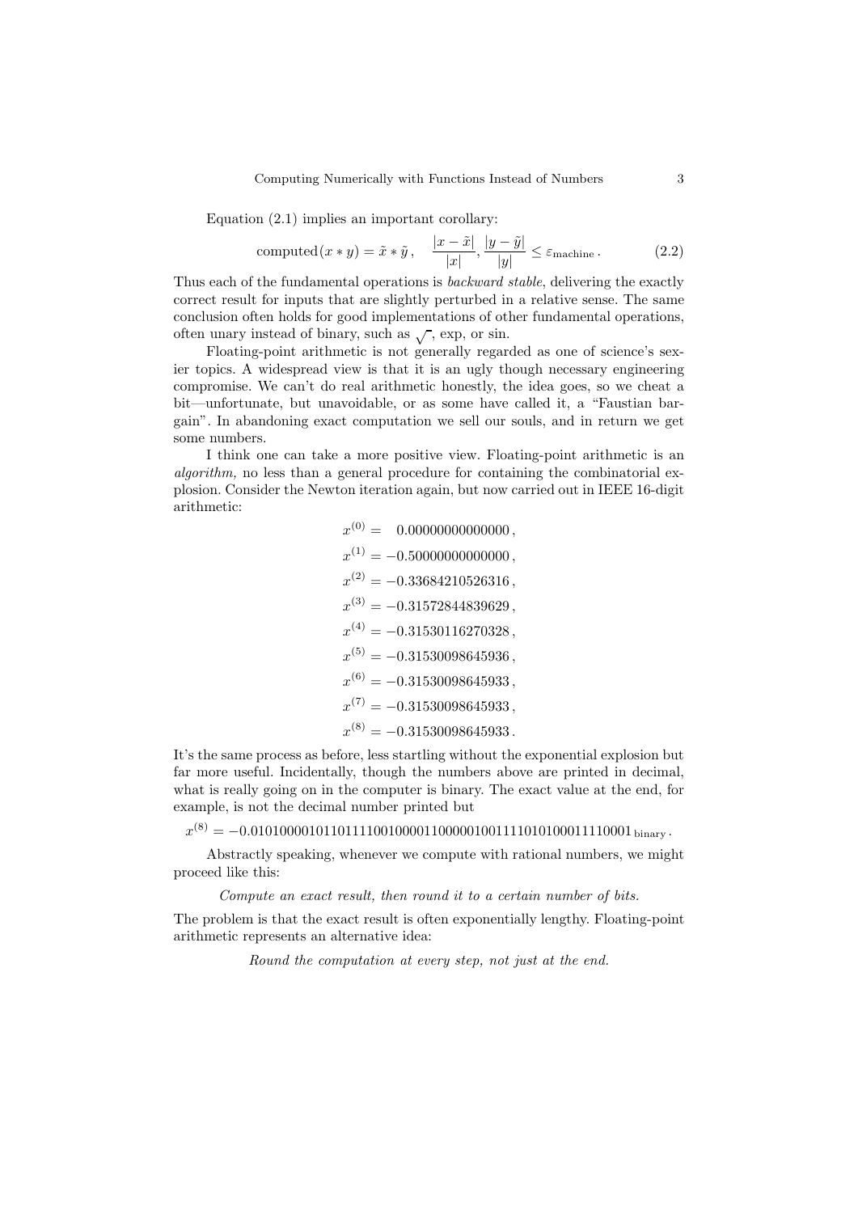Equation (2.1) implies an important corollary:

$$\text{computed}(x * y) = \tilde{x} * \tilde{y}\,, \quad \frac{|x-\tilde{x}|}{|x|}, \frac{|y-\tilde{y}|}{|y|} \le \varepsilon_{\text{machine}}\,. \tag{2.2}$$

Thus each of the fundamental operations is *backward stable*, delivering the exactly correct result for inputs that are slightly perturbed in a relative sense. The same conclusion often holds for good implementations of other fundamental operations, often unary instead of binary, such as $\sqrt{\ }$, exp, or sin.

Floating-point arithmetic is not generally regarded as one of science's sexier topics. A widespread view is that it is an ugly though necessary engineering compromise. We can't do real arithmetic honestly, the idea goes, so we cheat a bit—unfortunate, but unavoidable, or as some have called it, a "Faustian bargain". In abandoning exact computation we sell our souls, and in return we get some numbers.

I think one can take a more positive view. Floating-point arithmetic is an *algorithm,* no less than a general procedure for containing the combinatorial explosion. Consider the Newton iteration again, but now carried out in IEEE 16-digit arithmetic:

$$
\begin{aligned}
x^{(0)} &= \phantom{-}0.00000000000000\,,\\
x^{(1)} &= -0.50000000000000\,,\\
x^{(2)} &= -0.33684210526316\,,\\
x^{(3)} &= -0.31572844839629\,,\\
x^{(4)} &= -0.31530116270328\,,\\
x^{(5)} &= -0.31530098645936\,,\\
x^{(6)} &= -0.31530098645933\,,\\
x^{(7)} &= -0.31530098645933\,,\\
x^{(8)} &= -0.31530098645933\,.
\end{aligned}
$$

It's the same process as before, less startling without the exponential explosion but far more useful. Incidentally, though the numbers above are printed in decimal, what is really going on in the computer is binary. The exact value at the end, for example, is not the decimal number printed but

$$x^{(8)} = -0.010100001011011110010000110000010011110101000111100001_{\text{binary}}\,.$$

Abstractly speaking, whenever we compute with rational numbers, we might proceed like this:

*Compute an exact result, then round it to a certain number of bits.*

The problem is that the exact result is often exponentially lengthy. Floating-point arithmetic represents an alternative idea:

*Round the computation at every step, not just at the end.*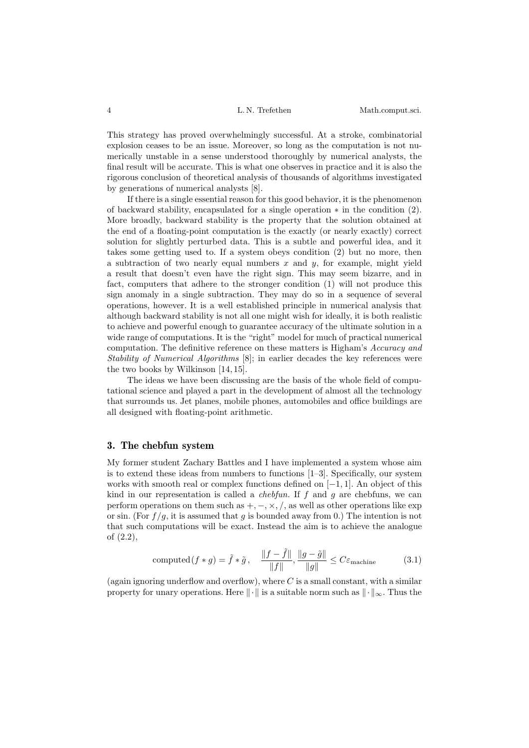This strategy has proved overwhelmingly successful. At a stroke, combinatorial explosion ceases to be an issue. Moreover, so long as the computation is not numerically unstable in a sense understood thoroughly by numerical analysts, the final result will be accurate. This is what one observes in practice and it is also the rigorous conclusion of theoretical analysis of thousands of algorithms investigated by generations of numerical analysts [8].

If there is a single essential reason for this good behavior, it is the phenomenon of backward stability, encapsulated for a single operation $*$ in the condition (2). More broadly, backward stability is the property that the solution obtained at the end of a floating-point computation is the exactly (or nearly exactly) correct solution for slightly perturbed data. This is a subtle and powerful idea, and it takes some getting used to. If a system obeys condition (2) but no more, then a subtraction of two nearly equal numbers $x$ and $y$, for example, might yield a result that doesn't even have the right sign. This may seem bizarre, and in fact, computers that adhere to the stronger condition (1) will not produce this sign anomaly in a single subtraction. They may do so in a sequence of several operations, however. It is a well established principle in numerical analysis that although backward stability is not all one might wish for ideally, it is both realistic to achieve and powerful enough to guarantee accuracy of the ultimate solution in a wide range of computations. It is the "right" model for much of practical numerical computation. The definitive reference on these matters is Higham's *Accuracy and Stability of Numerical Algorithms* [8]; in earlier decades the key references were the two books by Wilkinson [14, 15].

The ideas we have been discussing are the basis of the whole field of computational science and played a part in the development of almost all the technology that surrounds us. Jet planes, mobile phones, automobiles and office buildings are all designed with floating-point arithmetic.

## 3. The chebfun system

My former student Zachary Battles and I have implemented a system whose aim is to extend these ideas from numbers to functions [1–3]. Specifically, our system works with smooth real or complex functions defined on $[-1, 1]$. An object of this kind in our representation is called a *chebfun*. If $f$ and $g$ are chebfuns, we can perform operations on them such as $+, -, \times, /$, as well as other operations like exp or sin. (For $f/g$, it is assumed that $g$ is bounded away from 0.) The intention is not that such computations will be exact. Instead the aim is to achieve the analogue of (2.2),

$$\text{computed}(f * g) = \tilde{f} * \tilde{g}\,, \quad \frac{\|f - \tilde{f}\|}{\|f\|}, \frac{\|g - \tilde{g}\|}{\|g\|} \le C\varepsilon_{\text{machine}} \tag{3.1}$$

(again ignoring underflow and overflow), where $C$ is a small constant, with a similar property for unary operations. Here $\|\cdot\|$ is a suitable norm such as $\|\cdot\|_\infty$. Thus the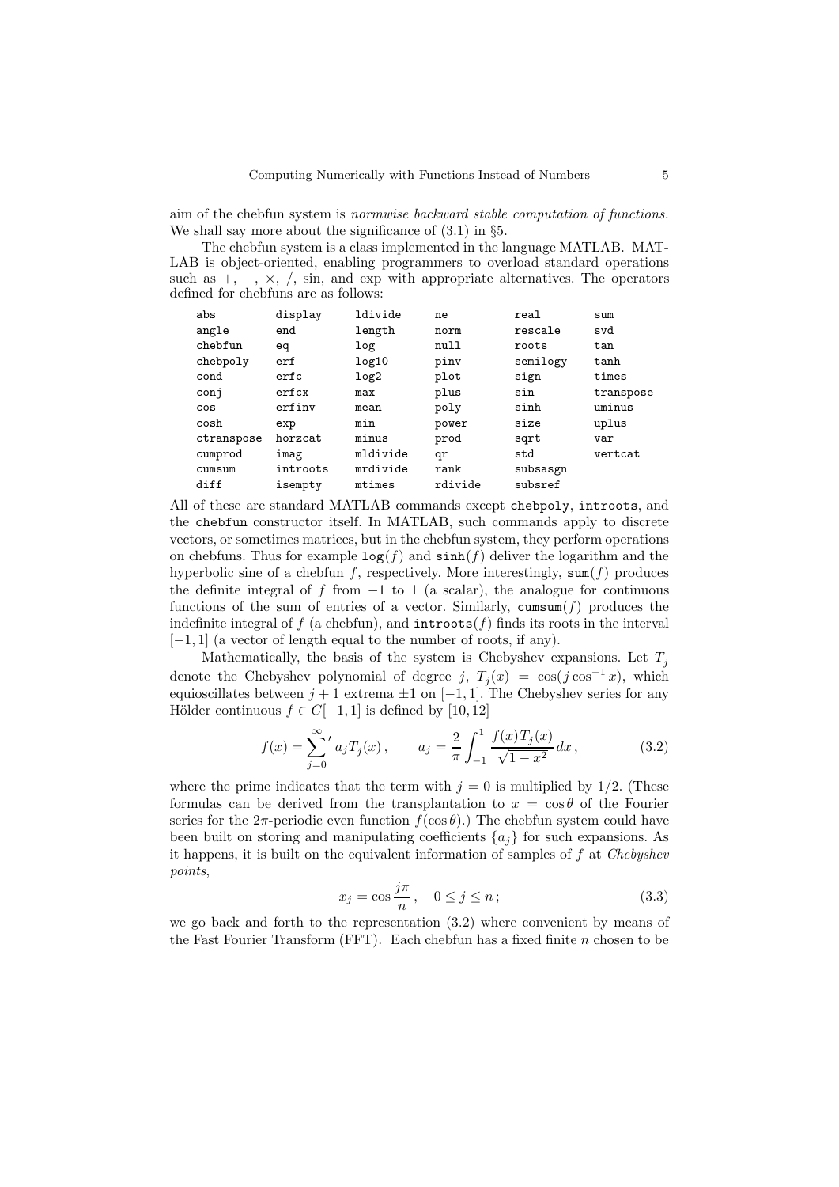aim of the chebfun system is *normwise backward stable computation of functions.* We shall say more about the significance of (3.1) in §5.

The chebfun system is a class implemented in the language MATLAB. MATLAB is object-oriented, enabling programmers to overload standard operations such as $+$, $-$, $\times$, $/$, sin, and exp with appropriate alternatives. The operators defined for chebfuns are as follows:

```
abs         display    ldivide    ne        real       sum
angle       end        length     norm      rescale    svd
chebfun     eq         log        null      roots      tan
chebpoly    erf        log10      pinv      semilogy   tanh
cond        erfc       log2       plot      sign       times
conj        erfcx      max        plus      sin        transpose
cos         erfinv     mean       poly      sinh       uminus
cosh        exp        min        power     size       uplus
ctranspose  horzcat    minus      prod      sqrt       var
cumprod     imag       mldivide   qr        std        vertcat
cumsum      introots   mrdivide   rank      subsasgn
diff        isempty    mtimes     rdivide   subsref
```

All of these are standard MATLAB commands except `chebpoly`, `introots`, and the `chebfun` constructor itself. In MATLAB, such commands apply to discrete vectors, or sometimes matrices, but in the chebfun system, they perform operations on chebfuns. Thus for example `log`($f$) and `sinh`($f$) deliver the logarithm and the hyperbolic sine of a chebfun $f$, respectively. More interestingly, `sum`($f$) produces the definite integral of $f$ from $-1$ to 1 (a scalar), the analogue for continuous functions of the sum of entries of a vector. Similarly, `cumsum`($f$) produces the indefinite integral of $f$ (a chebfun), and `introots`($f$) finds its roots in the interval $[-1, 1]$ (a vector of length equal to the number of roots, if any).

Mathematically, the basis of the system is Chebyshev expansions. Let $T_j$ denote the Chebyshev polynomial of degree $j$, $T_j(x) = \cos(j \cos^{-1} x)$, which equioscillates between $j+1$ extrema $\pm 1$ on $[-1, 1]$. The Chebyshev series for any Hölder continuous $f \in C[-1, 1]$ is defined by [10, 12]

$$f(x) = \sum_{j=0}^{\infty}{}' a_j T_j(x) , \qquad a_j = \frac{2}{\pi} \int_{-1}^{1} \frac{f(x) T_j(x)}{\sqrt{1-x^2}} \, dx , \tag{3.2}$$

where the prime indicates that the term with $j = 0$ is multiplied by $1/2$. (These formulas can be derived from the transplantation to $x = \cos\theta$ of the Fourier series for the $2\pi$-periodic even function $f(\cos\theta)$.) The chebfun system could have been built on storing and manipulating coefficients $\{a_j\}$ for such expansions. As it happens, it is built on the equivalent information of samples of $f$ at *Chebyshev points*,

$$x_j = \cos \frac{j\pi}{n} , \quad 0 \le j \le n ; \tag{3.3}$$

we go back and forth to the representation (3.2) where convenient by means of the Fast Fourier Transform (FFT). Each chebfun has a fixed finite $n$ chosen to be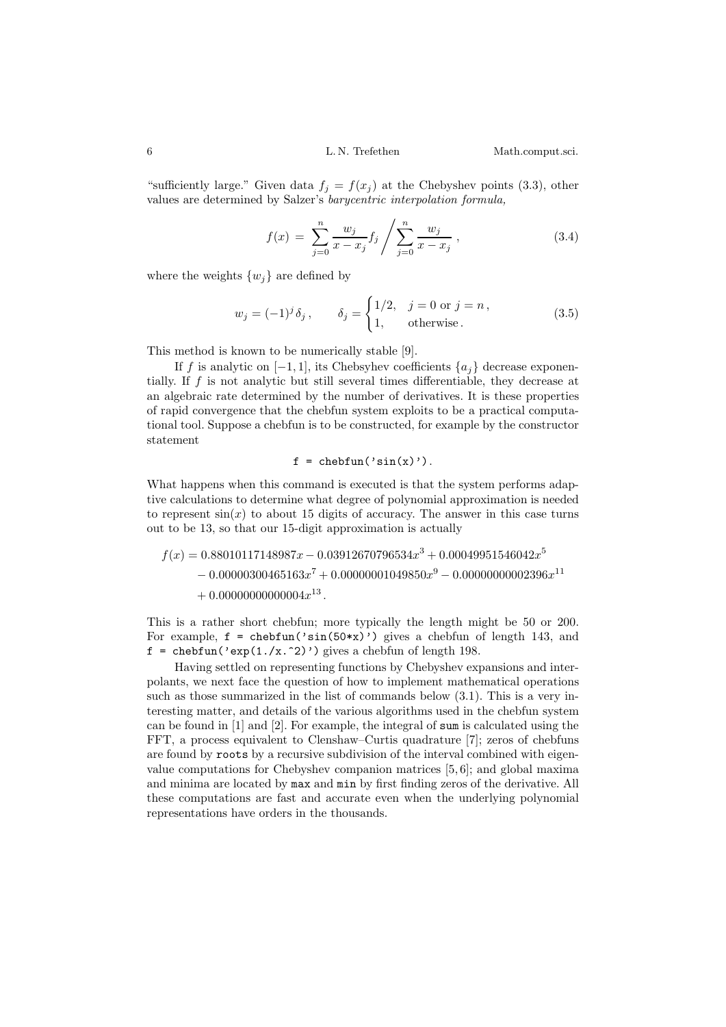"sufficiently large." Given data $f_j = f(x_j)$ at the Chebyshev points (3.3), other values are determined by Salzer's *barycentric interpolation formula,*

$$f(x) = \sum_{j=0}^{n} \frac{w_j}{x - x_j} f_j \Bigg/ \sum_{j=0}^{n} \frac{w_j}{x - x_j}\,, \tag{3.4}$$

where the weights $\{w_j\}$ are defined by

$$w_j = (-1)^j \delta_j\,, \qquad \delta_j = \begin{cases} 1/2, & j = 0 \text{ or } j = n\,, \\ 1, & \text{otherwise}\,. \end{cases} \tag{3.5}$$

This method is known to be numerically stable [9].

If $f$ is analytic on $[-1, 1]$, its Chebsyhev coefficients $\{a_j\}$ decrease exponentially. If $f$ is not analytic but still several times differentiable, they decrease at an algebraic rate determined by the number of derivatives. It is these properties of rapid convergence that the chebfun system exploits to be a practical computational tool. Suppose a chebfun is to be constructed, for example by the constructor statement

```
f = chebfun('sin(x)').
```

What happens when this command is executed is that the system performs adaptive calculations to determine what degree of polynomial approximation is needed to represent $\sin(x)$ to about 15 digits of accuracy. The answer in this case turns out to be 13, so that our 15-digit approximation is actually

$$\begin{aligned} f(x) = {} & 0.88010117148987x - 0.03912670796534x^3 + 0.00049951546042x^5 \\ & - 0.00000300465163x^7 + 0.00000001049850x^9 - 0.00000000002396x^{11} \\ & + 0.00000000000004x^{13}\,. \end{aligned}$$

This is a rather short chebfun; more typically the length might be 50 or 200. For example, `f = chebfun('sin(50*x)')` gives a chebfun of length 143, and `f = chebfun('exp(1./x.^2)')` gives a chebfun of length 198.

Having settled on representing functions by Chebyshev expansions and interpolants, we next face the question of how to implement mathematical operations such as those summarized in the list of commands below (3.1). This is a very interesting matter, and details of the various algorithms used in the chebfun system can be found in [1] and [2]. For example, the integral of `sum` is calculated using the FFT, a process equivalent to Clenshaw–Curtis quadrature [7]; zeros of chebfuns are found by `roots` by a recursive subdivision of the interval combined with eigenvalue computations for Chebyshev companion matrices [5, 6]; and global maxima and minima are located by `max` and `min` by first finding zeros of the derivative. All these computations are fast and accurate even when the underlying polynomial representations have orders in the thousands.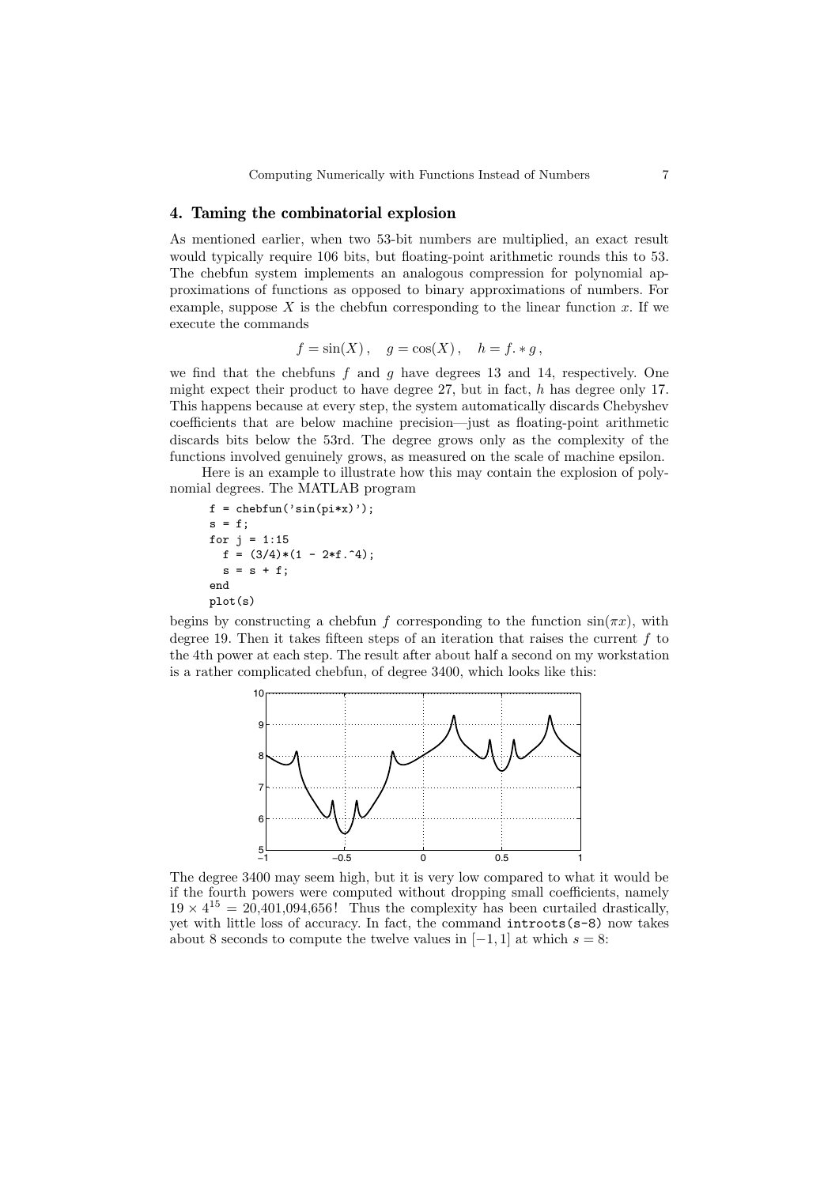## 4. Taming the combinatorial explosion

As mentioned earlier, when two 53-bit numbers are multiplied, an exact result would typically require 106 bits, but floating-point arithmetic rounds this to 53. The chebfun system implements an analogous compression for polynomial approximations of functions as opposed to binary approximations of numbers. For example, suppose $X$ is the chebfun corresponding to the linear function $x$. If we execute the commands

$$f = \sin(X)\,, \quad g = \cos(X)\,, \quad h = f.*g\,,$$

we find that the chebfuns $f$ and $g$ have degrees 13 and 14, respectively. One might expect their product to have degree 27, but in fact, $h$ has degree only 17. This happens because at every step, the system automatically discards Chebyshev coefficients that are below machine precision—just as floating-point arithmetic discards bits below the 53rd. The degree grows only as the complexity of the functions involved genuinely grows, as measured on the scale of machine epsilon.

Here is an example to illustrate how this may contain the explosion of polynomial degrees. The MATLAB program

```
f = chebfun('sin(pi*x)');
s = f;
for j = 1:15
  f = (3/4)*(1 - 2*f.^4);
  s = s + f;
end
plot(s)
```

begins by constructing a chebfun $f$ corresponding to the function $\sin(\pi x)$, with degree 19. Then it takes fifteen steps of an iteration that raises the current $f$ to the 4th power at each step. The result after about half a second on my workstation is a rather complicated chebfun, of degree 3400, which looks like this:

The degree 3400 may seem high, but it is very low compared to what it would be if the fourth powers were computed without dropping small coefficients, namely $19 \times 4^{15} = 20{,}401{,}094{,}656$! Thus the complexity has been curtailed drastically, yet with little loss of accuracy. In fact, the command `introots(s-8)` now takes about 8 seconds to compute the twelve values in $[-1, 1]$ at which $s = 8$: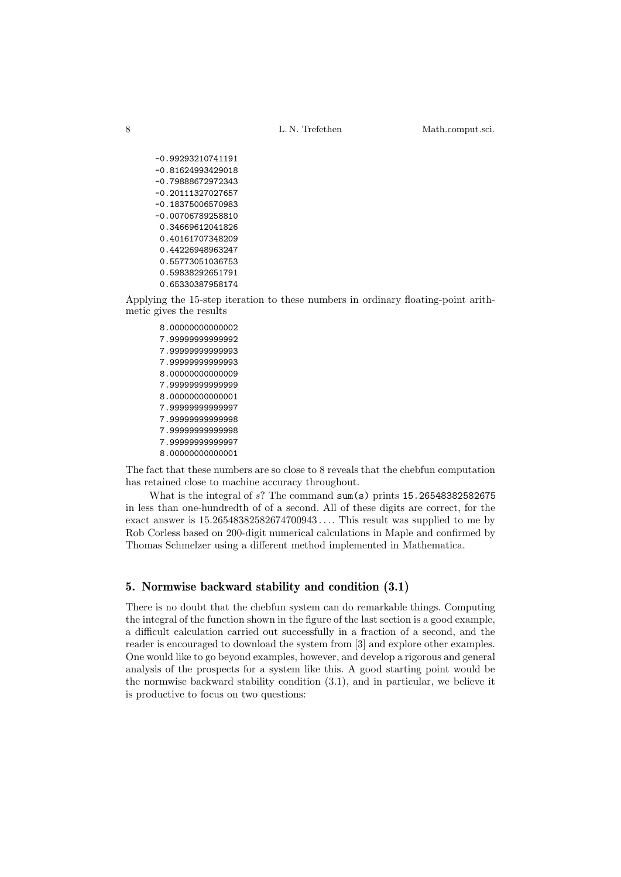```
-0.99293210741191
-0.81624993429018
-0.79888672972343
-0.20111327027657
-0.18375006570983
-0.00706789258810
 0.34669612041826
 0.40161707348209
 0.44226948963247
 0.55773051036753
 0.59838292651791
 0.65330387958174
```

Applying the 15-step iteration to these numbers in ordinary floating-point arithmetic gives the results

```
8.00000000000002
7.99999999999992
7.99999999999993
7.99999999999993
8.00000000000009
7.99999999999999
8.00000000000001
7.99999999999997
7.99999999999998
7.99999999999998
7.99999999999997
8.00000000000001
```

The fact that these numbers are so close to 8 reveals that the chebfun computation has retained close to machine accuracy throughout.

What is the integral of $s$? The command `sum(s)` prints `15.26548382582675` in less than one-hundredth of of a second. All of these digits are correct, for the exact answer is $15.26548382582674700943\ldots$. This result was supplied to me by Rob Corless based on 200-digit numerical calculations in Maple and confirmed by Thomas Schmelzer using a different method implemented in Mathematica.

## 5. Normwise backward stability and condition (3.1)

There is no doubt that the chebfun system can do remarkable things. Computing the integral of the function shown in the figure of the last section is a good example, a difficult calculation carried out successfully in a fraction of a second, and the reader is encouraged to download the system from [3] and explore other examples. One would like to go beyond examples, however, and develop a rigorous and general analysis of the prospects for a system like this. A good starting point would be the normwise backward stability condition (3.1), and in particular, we believe it is productive to focus on two questions: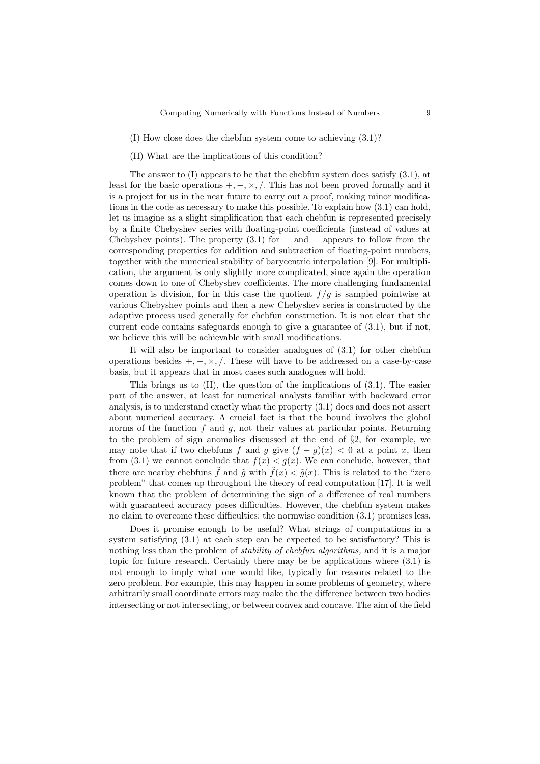(I) How close does the chebfun system come to achieving (3.1)?

(II) What are the implications of this condition?

The answer to (I) appears to be that the chebfun system does satisfy (3.1), at least for the basic operations $+, -, \times, /$. This has not been proved formally and it is a project for us in the near future to carry out a proof, making minor modifications in the code as necessary to make this possible. To explain how (3.1) can hold, let us imagine as a slight simplification that each chebfun is represented precisely by a finite Chebyshev series with floating-point coefficients (instead of values at Chebyshev points). The property (3.1) for $+$ and $-$ appears to follow from the corresponding properties for addition and subtraction of floating-point numbers, together with the numerical stability of barycentric interpolation [9]. For multiplication, the argument is only slightly more complicated, since again the operation comes down to one of Chebyshev coefficients. The more challenging fundamental operation is division, for in this case the quotient $f/g$ is sampled pointwise at various Chebyshev points and then a new Chebyshev series is constructed by the adaptive process used generally for chebfun construction. It is not clear that the current code contains safeguards enough to give a guarantee of (3.1), but if not, we believe this will be achievable with small modifications.

It will also be important to consider analogues of (3.1) for other chebfun operations besides $+, -, \times, /$. These will have to be addressed on a case-by-case basis, but it appears that in most cases such analogues will hold.

This brings us to (II), the question of the implications of (3.1). The easier part of the answer, at least for numerical analysts familiar with backward error analysis, is to understand exactly what the property (3.1) does and does not assert about numerical accuracy. A crucial fact is that the bound involves the global norms of the function $f$ and $g$, not their values at particular points. Returning to the problem of sign anomalies discussed at the end of §2, for example, we may note that if two chebfuns $f$ and $g$ give $(f - g)(x) < 0$ at a point $x$, then from (3.1) we cannot conclude that $f(x) < g(x)$. We can conclude, however, that there are nearby chebfuns $\tilde{f}$ and $\tilde{g}$ with $\tilde{f}(x) < \tilde{g}(x)$. This is related to the "zero problem" that comes up throughout the theory of real computation [17]. It is well known that the problem of determining the sign of a difference of real numbers with guaranteed accuracy poses difficulties. However, the chebfun system makes no claim to overcome these difficulties: the normwise condition (3.1) promises less.

Does it promise enough to be useful? What strings of computations in a system satisfying (3.1) at each step can be expected to be satisfactory? This is nothing less than the problem of *stability of chebfun algorithms,* and it is a major topic for future research. Certainly there may be be applications where (3.1) is not enough to imply what one would like, typically for reasons related to the zero problem. For example, this may happen in some problems of geometry, where arbitrarily small coordinate errors may make the the difference between two bodies intersecting or not intersecting, or between convex and concave. The aim of the field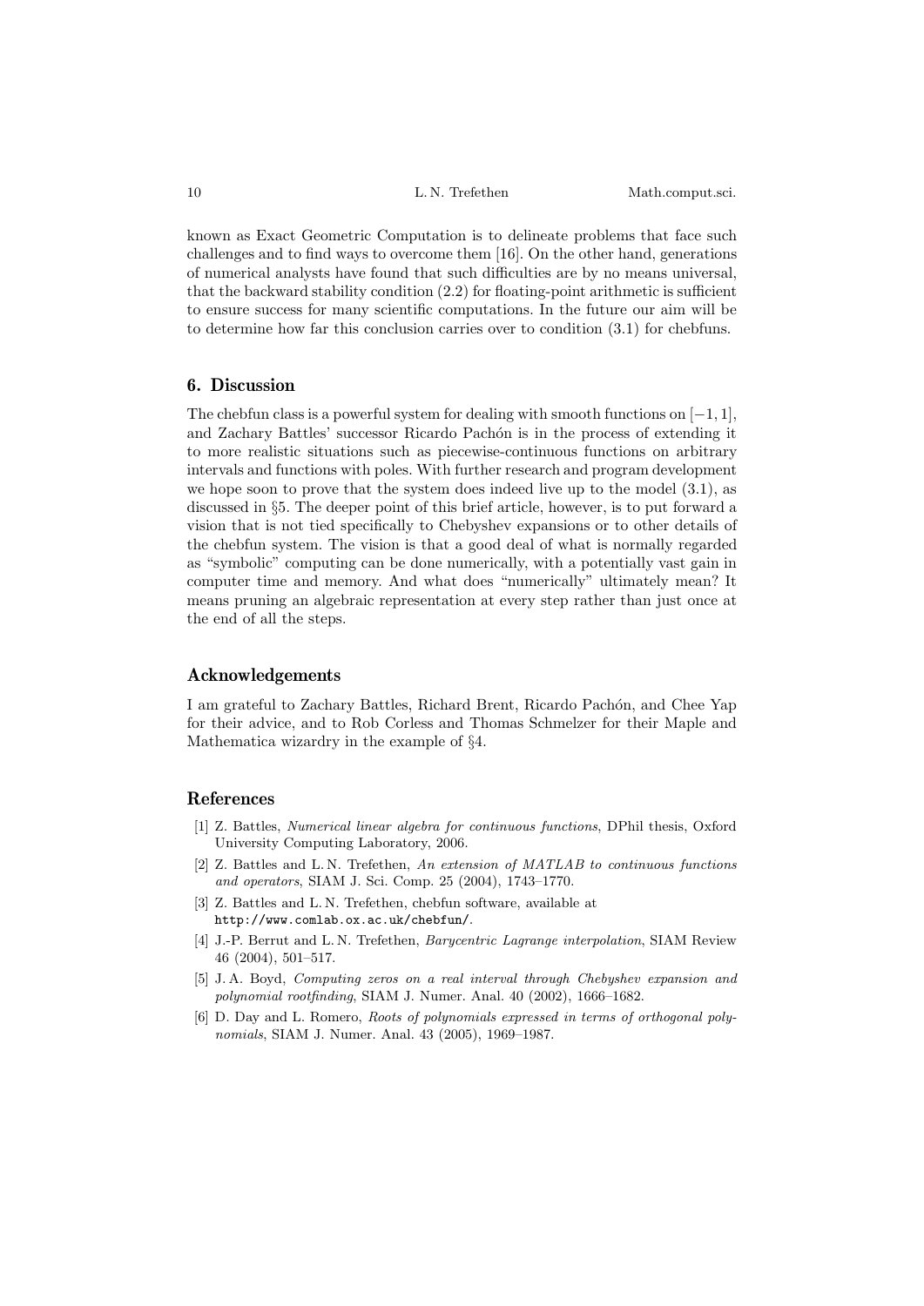known as Exact Geometric Computation is to delineate problems that face such challenges and to find ways to overcome them [16]. On the other hand, generations of numerical analysts have found that such difficulties are by no means universal, that the backward stability condition (2.2) for floating-point arithmetic is sufficient to ensure success for many scientific computations. In the future our aim will be to determine how far this conclusion carries over to condition (3.1) for chebfuns.

## 6. Discussion

The chebfun class is a powerful system for dealing with smooth functions on $[-1, 1]$, and Zachary Battles' successor Ricardo Pachón is in the process of extending it to more realistic situations such as piecewise-continuous functions on arbitrary intervals and functions with poles. With further research and program development we hope soon to prove that the system does indeed live up to the model (3.1), as discussed in §5. The deeper point of this brief article, however, is to put forward a vision that is not tied specifically to Chebyshev expansions or to other details of the chebfun system. The vision is that a good deal of what is normally regarded as "symbolic" computing can be done numerically, with a potentially vast gain in computer time and memory. And what does "numerically" ultimately mean? It means pruning an algebraic representation at every step rather than just once at the end of all the steps.

## Acknowledgements

I am grateful to Zachary Battles, Richard Brent, Ricardo Pachón, and Chee Yap for their advice, and to Rob Corless and Thomas Schmelzer for their Maple and Mathematica wizardry in the example of §4.

## References

[1] Z. Battles, *Numerical linear algebra for continuous functions*, DPhil thesis, Oxford University Computing Laboratory, 2006.

[2] Z. Battles and L. N. Trefethen, *An extension of MATLAB to continuous functions and operators*, SIAM J. Sci. Comp. 25 (2004), 1743–1770.

[3] Z. Battles and L. N. Trefethen, chebfun software, available at `http://www.comlab.ox.ac.uk/chebfun/`.

[4] J.-P. Berrut and L. N. Trefethen, *Barycentric Lagrange interpolation*, SIAM Review 46 (2004), 501–517.

[5] J. A. Boyd, *Computing zeros on a real interval through Chebyshev expansion and polynomial rootfinding*, SIAM J. Numer. Anal. 40 (2002), 1666–1682.

[6] D. Day and L. Romero, *Roots of polynomials expressed in terms of orthogonal polynomials*, SIAM J. Numer. Anal. 43 (2005), 1969–1987.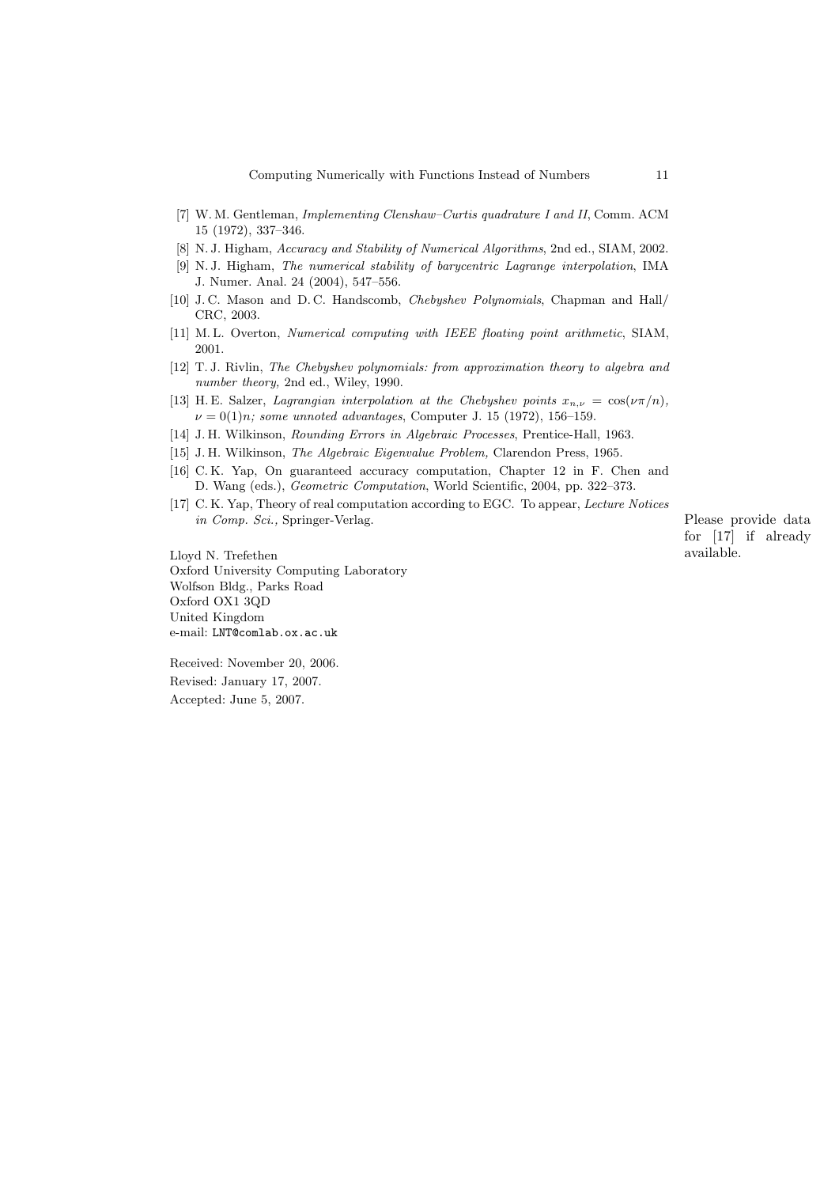[7] W. M. Gentleman, *Implementing Clenshaw–Curtis quadrature I and II*, Comm. ACM 15 (1972), 337–346.

[8] N. J. Higham, *Accuracy and Stability of Numerical Algorithms*, 2nd ed., SIAM, 2002.

[9] N. J. Higham, *The numerical stability of barycentric Lagrange interpolation*, IMA J. Numer. Anal. 24 (2004), 547–556.

[10] J. C. Mason and D. C. Handscomb, *Chebyshev Polynomials*, Chapman and Hall/ CRC, 2003.

[11] M. L. Overton, *Numerical computing with IEEE floating point arithmetic*, SIAM, 2001.

[12] T. J. Rivlin, *The Chebyshev polynomials: from approximation theory to algebra and number theory,* 2nd ed., Wiley, 1990.

[13] H. E. Salzer, *Lagrangian interpolation at the Chebyshev points* $x_{n,\nu} = \cos(\nu\pi/n)$, $\nu = 0(1)n$*; some unnoted advantages*, Computer J. 15 (1972), 156–159.

[14] J. H. Wilkinson, *Rounding Errors in Algebraic Processes*, Prentice-Hall, 1963.

[15] J. H. Wilkinson, *The Algebraic Eigenvalue Problem,* Clarendon Press, 1965.

[16] C. K. Yap, On guaranteed accuracy computation, Chapter 12 in F. Chen and D. Wang (eds.), *Geometric Computation*, World Scientific, 2004, pp. 322–373.

[17] C. K. Yap, Theory of real computation according to EGC. To appear, *Lecture Notices in Comp. Sci.,* Springer-Verlag.

Please provide data for [17] if already available.

Lloyd N. Trefethen
Oxford University Computing Laboratory
Wolfson Bldg., Parks Road
Oxford OX1 3QD
United Kingdom
e-mail: LNT@comlab.ox.ac.uk

Received: November 20, 2006.
Revised: January 17, 2007.
Accepted: June 5, 2007.